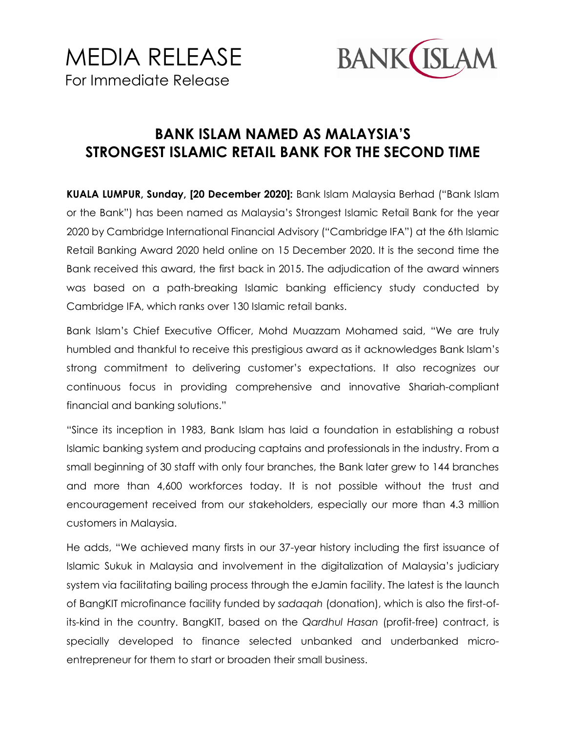# MEDIA RELEASE

For Immediate Release

BANK ISLAM

## BANK ISLAM NAMED AS MALAYSIA'S STRONGEST ISLAMIC RETAIL BANK FOR THE SECOND TIME

**KUALA LUMPUR, Sunday, [20 December 2020]:** Bank Islam Malaysia Berhad ("Bank Islam or the Bank") has been named as Malaysia's Strongest Islamic Retail Bank for the year 2020 by Cambridge International Financial Advisory ("Cambridge IFA") at the 6th Islamic Retail Banking Award 2020 held online on 15 December 2020. It is the second time the Bank received this award, the first back in 2015. The adjudication of the award winners was based on a path-breaking Islamic banking efficiency study conducted by Cambridge IFA, which ranks over 130 Islamic retail banks.

Bank Islam's Chief Executive Officer, Mohd Muazzam Mohamed said, "We are truly humbled and thankful to receive this prestigious award as it acknowledges Bank Islam's strong commitment to delivering customer's expectations. It also recognizes our continuous focus in providing comprehensive and innovative Shariah-compliant financial and banking solutions."

"Since its inception in 1983, Bank Islam has laid a foundation in establishing a robust Islamic banking system and producing captains and professionals in the industry. From a small beginning of 30 staff with only four branches, the Bank later grew to 144 branches and more than 4,600 workforces today. It is not possible without the trust and encouragement received from our stakeholders, especially our more than 4.3 million customers in Malaysia.

He adds, "We achieved many firsts in our 37-year history including the first issuance of Islamic Sukuk in Malaysia and involvement in the digitalization of Malaysia's judiciary system via facilitating bailing process through the eJamin facility. The latest is the launch of BangKIT microfinance facility funded by *sadaqah* (donation), which is also the first-of-its-kind in the country. BangKIT, based on the *Qardhul Hasan* (profit-free) contract, is specially developed to finance selected unbanked and underbanked micro-entrepreneur for them to start or broaden their small business.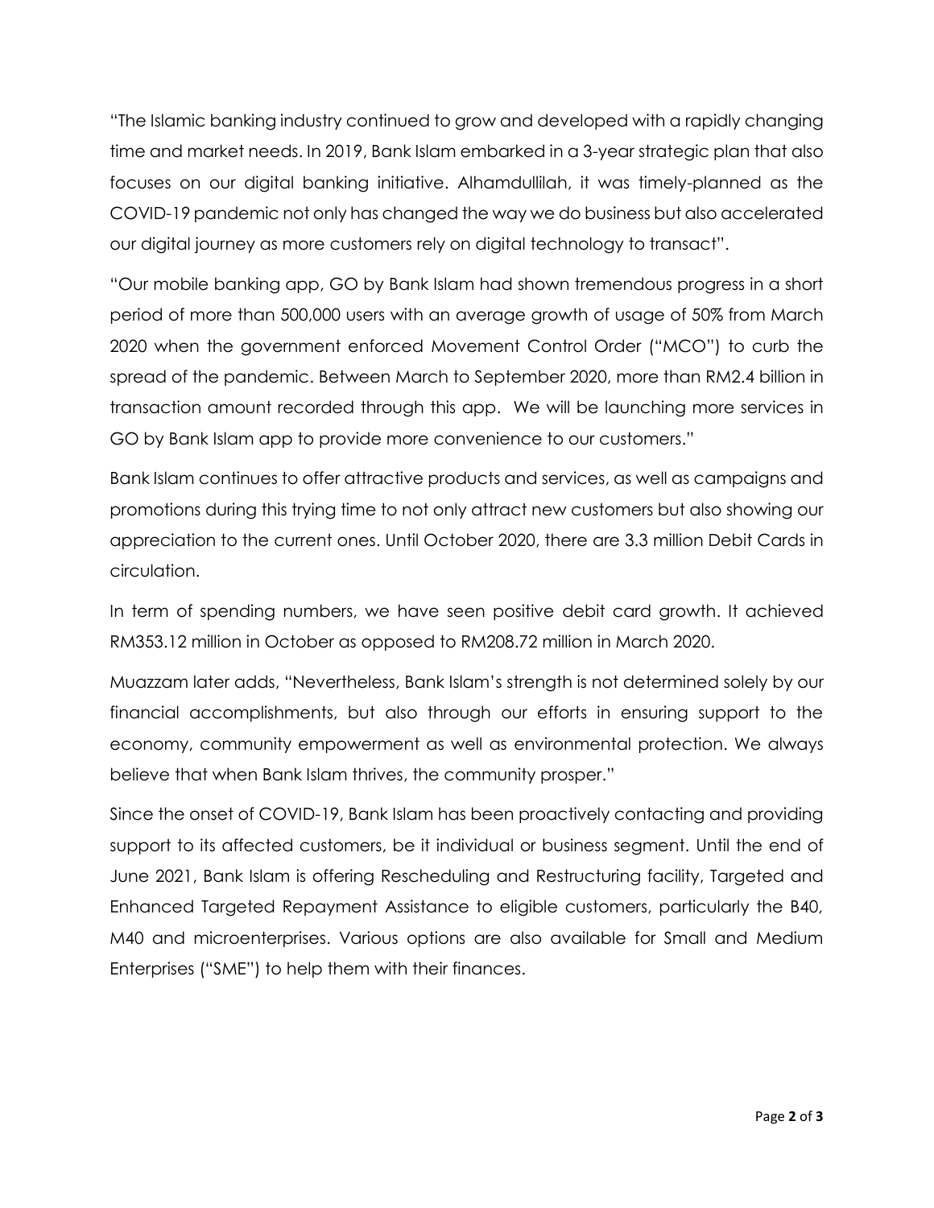"The Islamic banking industry continued to grow and developed with a rapidly changing time and market needs. In 2019, Bank Islam embarked in a 3-year strategic plan that also focuses on our digital banking initiative. Alhamdullilah, it was timely-planned as the COVID-19 pandemic not only has changed the way we do business but also accelerated our digital journey as more customers rely on digital technology to transact".

"Our mobile banking app, GO by Bank Islam had shown tremendous progress in a short period of more than 500,000 users with an average growth of usage of 50% from March 2020 when the government enforced Movement Control Order ("MCO") to curb the spread of the pandemic. Between March to September 2020, more than RM2.4 billion in transaction amount recorded through this app. We will be launching more services in GO by Bank Islam app to provide more convenience to our customers."

Bank Islam continues to offer attractive products and services, as well as campaigns and promotions during this trying time to not only attract new customers but also showing our appreciation to the current ones. Until October 2020, there are 3.3 million Debit Cards in circulation.

In term of spending numbers, we have seen positive debit card growth. It achieved RM353.12 million in October as opposed to RM208.72 million in March 2020.

Muazzam later adds, "Nevertheless, Bank Islam's strength is not determined solely by our financial accomplishments, but also through our efforts in ensuring support to the economy, community empowerment as well as environmental protection. We always believe that when Bank Islam thrives, the community prosper."

Since the onset of COVID-19, Bank Islam has been proactively contacting and providing support to its affected customers, be it individual or business segment. Until the end of June 2021, Bank Islam is offering Rescheduling and Restructuring facility, Targeted and Enhanced Targeted Repayment Assistance to eligible customers, particularly the B40, M40 and microenterprises. Various options are also available for Small and Medium Enterprises ("SME") to help them with their finances.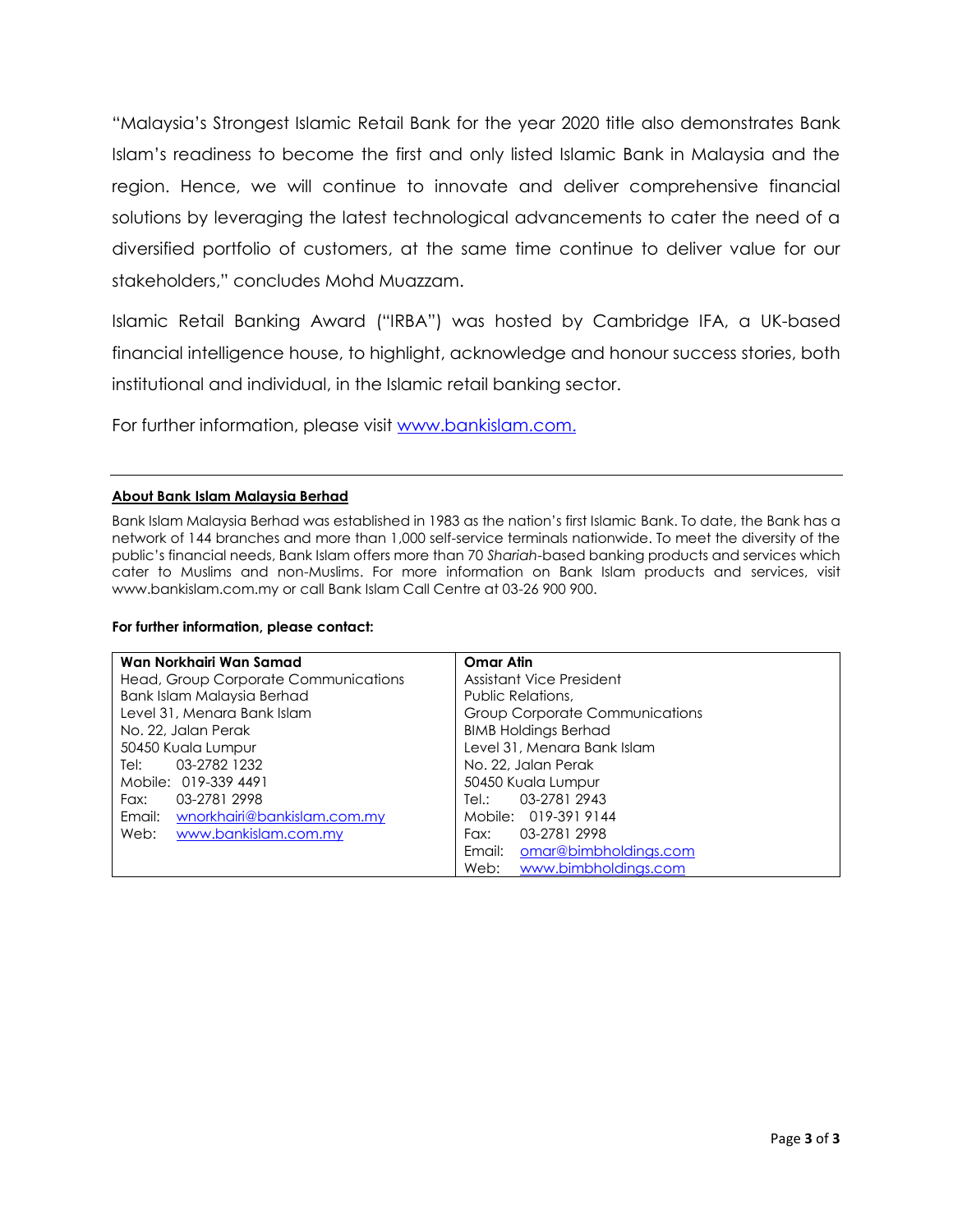"Malaysia's Strongest Islamic Retail Bank for the year 2020 title also demonstrates Bank Islam's readiness to become the first and only listed Islamic Bank in Malaysia and the region. Hence, we will continue to innovate and deliver comprehensive financial solutions by leveraging the latest technological advancements to cater the need of a diversified portfolio of customers, at the same time continue to deliver value for our stakeholders," concludes Mohd Muazzam.

Islamic Retail Banking Award ("IRBA") was hosted by Cambridge IFA, a UK-based financial intelligence house, to highlight, acknowledge and honour success stories, both institutional and individual, in the Islamic retail banking sector.

For further information, please visit [www.bankislam.com.](www.bankislam.com.)

---

**About Bank Islam Malaysia Berhad**

Bank Islam Malaysia Berhad was established in 1983 as the nation's first Islamic Bank. To date, the Bank has a network of 144 branches and more than 1,000 self-service terminals nationwide. To meet the diversity of the public's financial needs, Bank Islam offers more than 70 *Shariah*-based banking products and services which cater to Muslims and non-Muslims. For more information on Bank Islam products and services, visit www.bankislam.com.my or call Bank Islam Call Centre at 03-26 900 900.

**For further information, please contact:**

| | |
|---|---|
| **Wan Norkhairi Wan Samad**<br>Head, Group Corporate Communications<br>Bank Islam Malaysia Berhad<br>Level 31, Menara Bank Islam<br>No. 22, Jalan Perak<br>50450 Kuala Lumpur<br>Tel: 03-2782 1232<br>Mobile: 019-339 4491<br>Fax: 03-2781 2998<br>Email: wnorkhairi@bankislam.com.my<br>Web: www.bankislam.com.my | **Omar Atin**<br>Assistant Vice President<br>Public Relations,<br>Group Corporate Communications<br>BIMB Holdings Berhad<br>Level 31, Menara Bank Islam<br>No. 22, Jalan Perak<br>50450 Kuala Lumpur<br>Tel.: 03-2781 2943<br>Mobile: 019-391 9144<br>Fax: 03-2781 2998<br>Email: omar@bimbholdings.com<br>Web: www.bimbholdings.com |